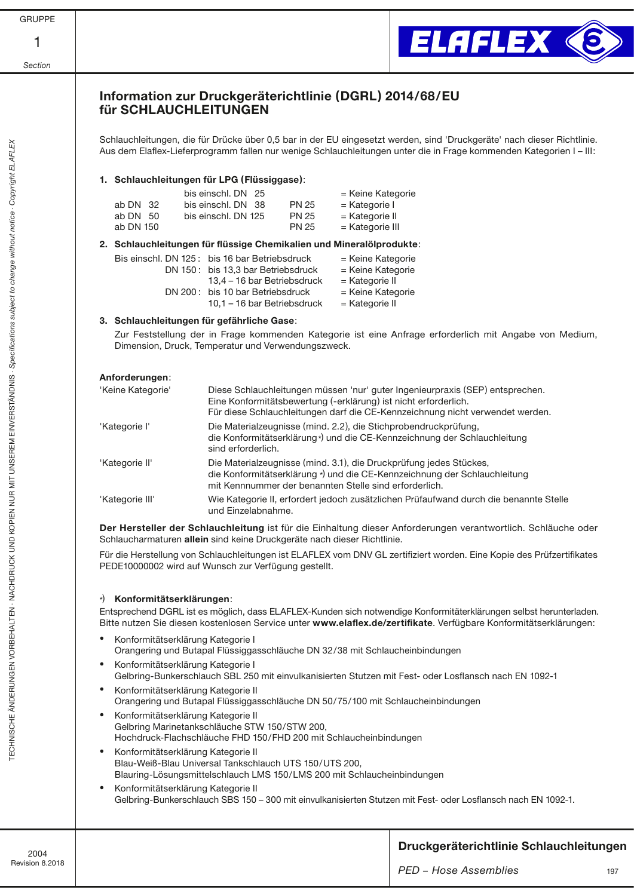# Information zur Druckgeräterichtlinie (DGRL) 2014/68/EU für SCHLAUCHLEITUNGEN

Schlauchleitungen, die für Drücke über 0,5 bar in der EU eingesetzt werden, sind 'Druckgeräte' nach dieser Richtlinie. Aus dem Elaflex-Lieferprogramm fallen nur wenige Schlauchleitungen unter die in Frage kommenden Kategorien I – III:

**1. Schlauchleitungen für LPG (Flüssiggase)**:

| | | | |
|---|---|---|---|
| | bis einschl. DN 25 | | = Keine Kategorie |
| ab DN 32 | bis einschl. DN 38 | PN 25 | = Kategorie I |
| ab DN 50 | bis einschl. DN 125 | PN 25 | = Kategorie II |
| ab DN 150 | | PN 25 | = Kategorie III |

**2. Schlauchleitungen für flüssige Chemikalien und Mineralölprodukte**:

| | | |
|---|---|---|
| Bis einschl. DN 125 : | bis 16 bar Betriebsdruck | = Keine Kategorie |
| DN 150 : | bis 13,3 bar Betriebsdruck | = Keine Kategorie |
| | 13,4 – 16 bar Betriebsdruck | = Kategorie II |
| DN 200 : | bis 10 bar Betriebsdruck | = Keine Kategorie |
| | 10,1 – 16 bar Betriebsdruck | = Kategorie II |

**3. Schlauchleitungen für gefährliche Gase**:

Zur Feststellung der in Frage kommenden Kategorie ist eine Anfrage erforderlich mit Angabe von Medium, Dimension, Druck, Temperatur und Verwendungszweck.

**Anforderungen**:

| | |
|---|---|
| 'Keine Kategorie' | Diese Schlauchleitungen müssen 'nur' guter Ingenieurpraxis (SEP) entsprechen. Eine Konformitätsbewertung (-erklärung) ist nicht erforderlich. Für diese Schlauchleitungen darf die CE-Kennzeichnung nicht verwendet werden. |
| 'Kategorie I' | Die Materialzeugnisse (mind. 2.2), die Stichprobendruckprüfung, die Konformitätserklärung *) und die CE-Kennzeichnung der Schlauchleitung sind erforderlich. |
| 'Kategorie II' | Die Materialzeugnisse (mind. 3.1), die Druckprüfung jedes Stückes, die Konformitätserklärung *) und die CE-Kennzeichnung der Schlauchleitung mit Kennnummer der benannten Stelle sind erforderlich. |
| 'Kategorie III' | Wie Kategorie II, erfordert jedoch zusätzlichen Prüfaufwand durch die benannte Stelle und Einzelabnahme. |

**Der Hersteller der Schlauchleitung** ist für die Einhaltung dieser Anforderungen verantwortlich. Schläuche oder Schlaucharmaturen **allein** sind keine Druckgeräte nach dieser Richtlinie.

Für die Herstellung von Schlauchleitungen ist ELAFLEX von DNV GL zertifiziert worden. Eine Kopie des Prüfzertifikates PEDE10000002 wird auf Wunsch zur Verfügung gestellt.

*) **Konformitätserklärungen**:

Entsprechend DGRL ist es möglich, dass ELAFLEX-Kunden sich notwendige Konformitäterklärungen selbst herunterladen. Bitte nutzen Sie diesen kostenlosen Service unter **www.elaflex.de/zertifikate**. Verfügbare Konformitätserklärungen:

- Konformitätserklärung Kategorie I
  Orangering und Butapal Flüssiggasschläuche DN 32/38 mit Schlaucheinbindungen
- Konformitätserklärung Kategorie I
  Gelbring-Bunkerschlauch SBL 250 mit einvulkanisierten Stutzen mit Fest- oder Losflansch nach EN 1092-1
- Konformitätserklärung Kategorie II
  Orangering und Butapal Flüssiggasschläuche DN 50/75/100 mit Schlaucheinbindungen
- Konformitätserklärung Kategorie II
  Gelbring Marinetankschläuche STW 150/STW 200,
  Hochdruck-Flachschläuche FHD 150/FHD 200 mit Schlaucheinbindungen
- Konformitätserklärung Kategorie II
  Blau-Weiß-Blau Universal Tankschlauch UTS 150/UTS 200,
  Blauring-Lösungsmittelschlauch LMS 150/LMS 200 mit Schlaucheinbindungen
- Konformitätserklärung Kategorie II
  Gelbring-Bunkerschlauch SBS 150 – 300 mit einvulkanisierten Stutzen mit Fest- oder Losflansch nach EN 1092-1.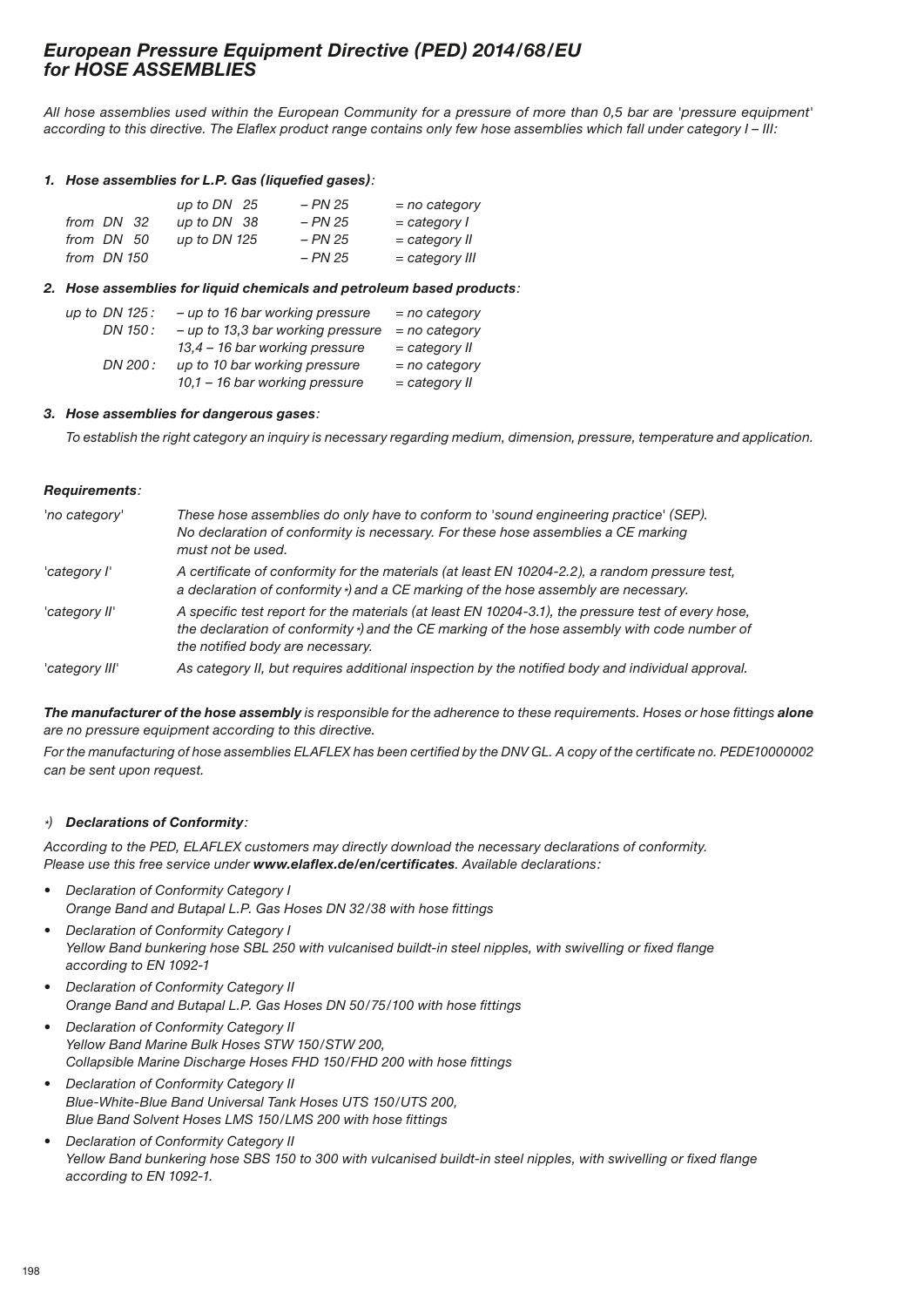# *European Pressure Equipment Directive (PED) 2014/68/EU for HOSE ASSEMBLIES*

*All hose assemblies used within the European Community for a pressure of more than 0,5 bar are 'pressure equipment' according to this directive. The Elaflex product range contains only few hose assemblies which fall under category I – III:*

### *1. Hose assemblies for L.P. Gas (liquefied gases):*

| | | | |
|---|---|---|---|
| | *up to DN 25* | *– PN 25* | *= no category* |
| *from DN 32* | *up to DN 38* | *– PN 25* | *= category I* |
| *from DN 50* | *up to DN 125* | *– PN 25* | *= category II* |
| *from DN 150* | | *– PN 25* | *= category III* |

### *2. Hose assemblies for liquid chemicals and petroleum based products:*

| | | |
|---|---|---|
| *up to DN 125 :* | *– up to 16 bar working pressure* | *= no category* |
| *DN 150 :* | *– up to 13,3 bar working pressure* | *= no category* |
| | *13,4 – 16 bar working pressure* | *= category II* |
| *DN 200 :* | *up to 10 bar working pressure* | *= no category* |
| | *10,1 – 16 bar working pressure* | *= category II* |

### *3. Hose assemblies for dangerous gases:*

*To establish the right category an inquiry is necessary regarding medium, dimension, pressure, temperature and application.*

### *Requirements:*

| | |
|---|---|
| *'no category'* | *These hose assemblies do only have to conform to 'sound engineering practice' (SEP). No declaration of conformity is necessary. For these hose assemblies a CE marking must not be used.* |
| *'category I'* | *A certificate of conformity for the materials (at least EN 10204-2.2), a random pressure test, a declaration of conformity \*) and a CE marking of the hose assembly are necessary.* |
| *'category II'* | *A specific test report for the materials (at least EN 10204-3.1), the pressure test of every hose, the declaration of conformity \*) and the CE marking of the hose assembly with code number of the notified body are necessary.* |
| *'category III'* | *As category II, but requires additional inspection by the notified body and individual approval.* |

***The manufacturer of the hose assembly*** *is responsible for the adherence to these requirements. Hoses or hose fittings* ***alone*** *are no pressure equipment according to this directive.*

*For the manufacturing of hose assemblies ELAFLEX has been certified by the DNV GL. A copy of the certificate no. PEDE10000002 can be sent upon request.*

### *\*) Declarations of Conformity:*

*According to the PED, ELAFLEX customers may directly download the necessary declarations of conformity. Please use this free service under* ***www.elaflex.de/en/certificates****. Available declarations:*

- *Declaration of Conformity Category I*
  *Orange Band and Butapal L.P. Gas Hoses DN 32/38 with hose fittings*
- *Declaration of Conformity Category I*
  *Yellow Band bunkering hose SBL 250 with vulcanised buildt-in steel nipples, with swivelling or fixed flange according to EN 1092-1*
- *Declaration of Conformity Category II*
  *Orange Band and Butapal L.P. Gas Hoses DN 50/75/100 with hose fittings*
- *Declaration of Conformity Category II*
  *Yellow Band Marine Bulk Hoses STW 150/STW 200,*
  *Collapsible Marine Discharge Hoses FHD 150/FHD 200 with hose fittings*
- *Declaration of Conformity Category II*
  *Blue-White-Blue Band Universal Tank Hoses UTS 150/UTS 200,*
  *Blue Band Solvent Hoses LMS 150/LMS 200 with hose fittings*
- *Declaration of Conformity Category II*
  *Yellow Band bunkering hose SBS 150 to 300 with vulcanised buildt-in steel nipples, with swivelling or fixed flange according to EN 1092-1.*